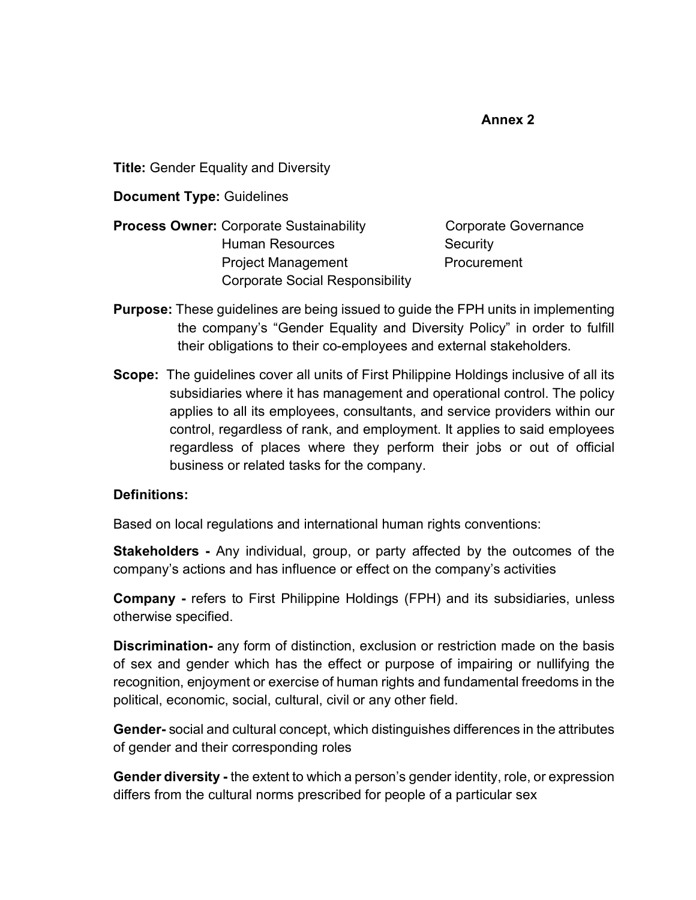**Annex 2**

**Title:** Gender Equality and Diversity

**Document Type:** Guidelines

**Process Owner:** Corporate Sustainability, Corporate Governance, Human Resources, Security, Project Management, Procurement, Corporate Social Responsibility

**Purpose:** These guidelines are being issued to guide the FPH units in implementing the company's "Gender Equality and Diversity Policy" in order to fulfill their obligations to their co-employees and external stakeholders.

**Scope:** The guidelines cover all units of First Philippine Holdings inclusive of all its subsidiaries where it has management and operational control. The policy applies to all its employees, consultants, and service providers within our control, regardless of rank, and employment. It applies to said employees regardless of places where they perform their jobs or out of official business or related tasks for the company.

**Definitions:**

Based on local regulations and international human rights conventions:

**Stakeholders -** Any individual, group, or party affected by the outcomes of the company's actions and has influence or effect on the company's activities

**Company -** refers to First Philippine Holdings (FPH) and its subsidiaries, unless otherwise specified.

**Discrimination-** any form of distinction, exclusion or restriction made on the basis of sex and gender which has the effect or purpose of impairing or nullifying the recognition, enjoyment or exercise of human rights and fundamental freedoms in the political, economic, social, cultural, civil or any other field.

**Gender-** social and cultural concept, which distinguishes differences in the attributes of gender and their corresponding roles

**Gender diversity -** the extent to which a person's gender identity, role, or expression differs from the cultural norms prescribed for people of a particular sex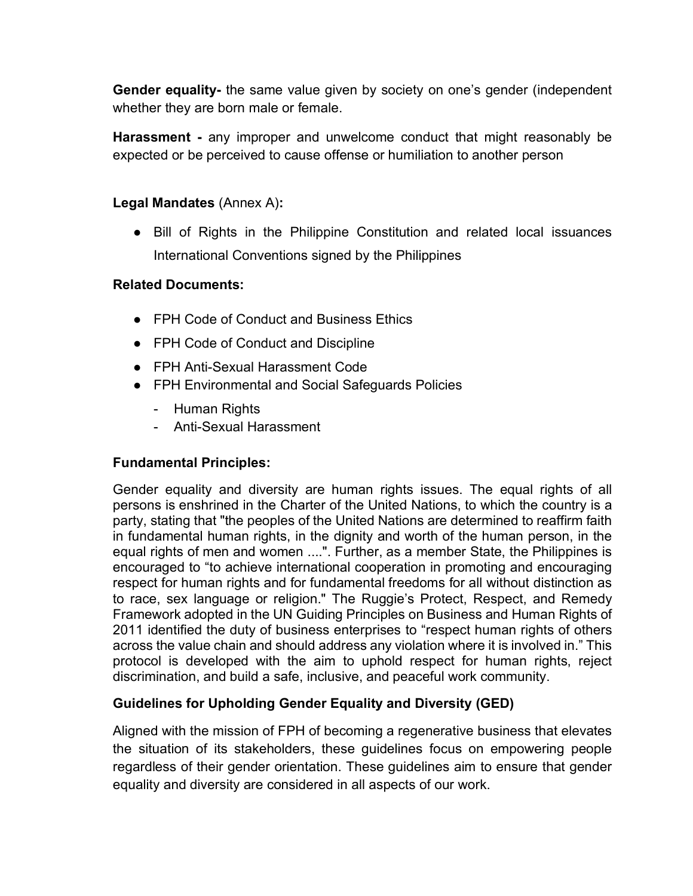**Gender equality-** the same value given by society on one's gender (independent whether they are born male or female.

**Harassment -** any improper and unwelcome conduct that might reasonably be expected or be perceived to cause offense or humiliation to another person

**Legal Mandates** (Annex A)**:**

- Bill of Rights in the Philippine Constitution and related local issuances International Conventions signed by the Philippines

**Related Documents:**

- FPH Code of Conduct and Business Ethics
- FPH Code of Conduct and Discipline
- FPH Anti-Sexual Harassment Code
- FPH Environmental and Social Safeguards Policies
    - Human Rights
    - Anti-Sexual Harassment

**Fundamental Principles:**

Gender equality and diversity are human rights issues. The equal rights of all persons is enshrined in the Charter of the United Nations, to which the country is a party, stating that "the peoples of the United Nations are determined to reaffirm faith in fundamental human rights, in the dignity and worth of the human person, in the equal rights of men and women ....". Further, as a member State, the Philippines is encouraged to "to achieve international cooperation in promoting and encouraging respect for human rights and for fundamental freedoms for all without distinction as to race, sex language or religion." The Ruggie's Protect, Respect, and Remedy Framework adopted in the UN Guiding Principles on Business and Human Rights of 2011 identified the duty of business enterprises to "respect human rights of others across the value chain and should address any violation where it is involved in." This protocol is developed with the aim to uphold respect for human rights, reject discrimination, and build a safe, inclusive, and peaceful work community.

**Guidelines for Upholding Gender Equality and Diversity (GED)**

Aligned with the mission of FPH of becoming a regenerative business that elevates the situation of its stakeholders, these guidelines focus on empowering people regardless of their gender orientation. These guidelines aim to ensure that gender equality and diversity are considered in all aspects of our work.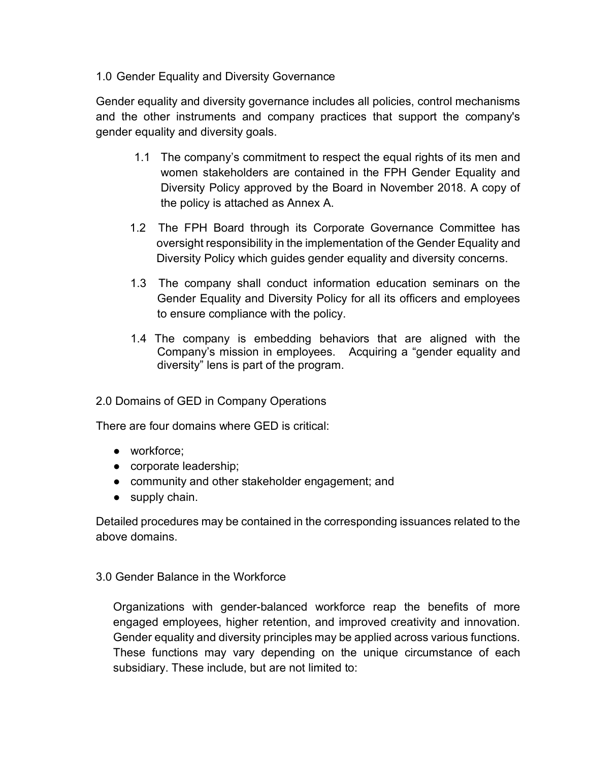## 1.0 Gender Equality and Diversity Governance

Gender equality and diversity governance includes all policies, control mechanisms and the other instruments and company practices that support the company's gender equality and diversity goals.

1.1 The company's commitment to respect the equal rights of its men and women stakeholders are contained in the FPH Gender Equality and Diversity Policy approved by the Board in November 2018. A copy of the policy is attached as Annex A.

1.2 The FPH Board through its Corporate Governance Committee has oversight responsibility in the implementation of the Gender Equality and Diversity Policy which guides gender equality and diversity concerns.

1.3 The company shall conduct information education seminars on the Gender Equality and Diversity Policy for all its officers and employees to ensure compliance with the policy.

1.4 The company is embedding behaviors that are aligned with the Company's mission in employees. Acquiring a "gender equality and diversity" lens is part of the program.

## 2.0 Domains of GED in Company Operations

There are four domains where GED is critical:

- workforce;
- corporate leadership;
- community and other stakeholder engagement; and
- supply chain.

Detailed procedures may be contained in the corresponding issuances related to the above domains.

## 3.0 Gender Balance in the Workforce

Organizations with gender-balanced workforce reap the benefits of more engaged employees, higher retention, and improved creativity and innovation. Gender equality and diversity principles may be applied across various functions. These functions may vary depending on the unique circumstance of each subsidiary. These include, but are not limited to: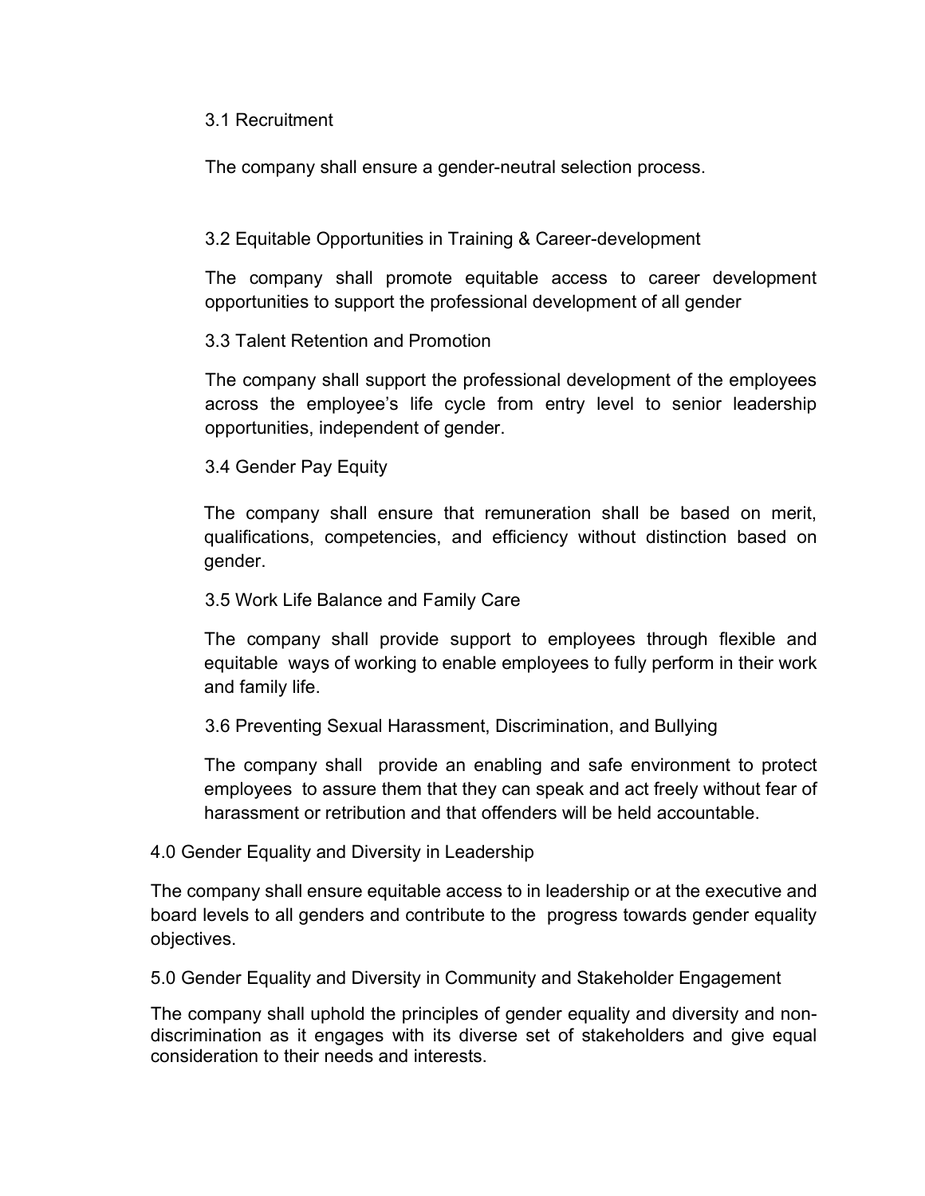### 3.1 Recruitment

The company shall ensure a gender-neutral selection process.

### 3.2 Equitable Opportunities in Training & Career-development

The company shall promote equitable access to career development opportunities to support the professional development of all gender

### 3.3 Talent Retention and Promotion

The company shall support the professional development of the employees across the employee's life cycle from entry level to senior leadership opportunities, independent of gender.

### 3.4 Gender Pay Equity

The company shall ensure that remuneration shall be based on merit, qualifications, competencies, and efficiency without distinction based on gender.

### 3.5 Work Life Balance and Family Care

The company shall provide support to employees through flexible and equitable ways of working to enable employees to fully perform in their work and family life.

### 3.6 Preventing Sexual Harassment, Discrimination, and Bullying

The company shall provide an enabling and safe environment to protect employees to assure them that they can speak and act freely without fear of harassment or retribution and that offenders will be held accountable.

## 4.0 Gender Equality and Diversity in Leadership

The company shall ensure equitable access to in leadership or at the executive and board levels to all genders and contribute to the progress towards gender equality objectives.

## 5.0 Gender Equality and Diversity in Community and Stakeholder Engagement

The company shall uphold the principles of gender equality and diversity and non-discrimination as it engages with its diverse set of stakeholders and give equal consideration to their needs and interests.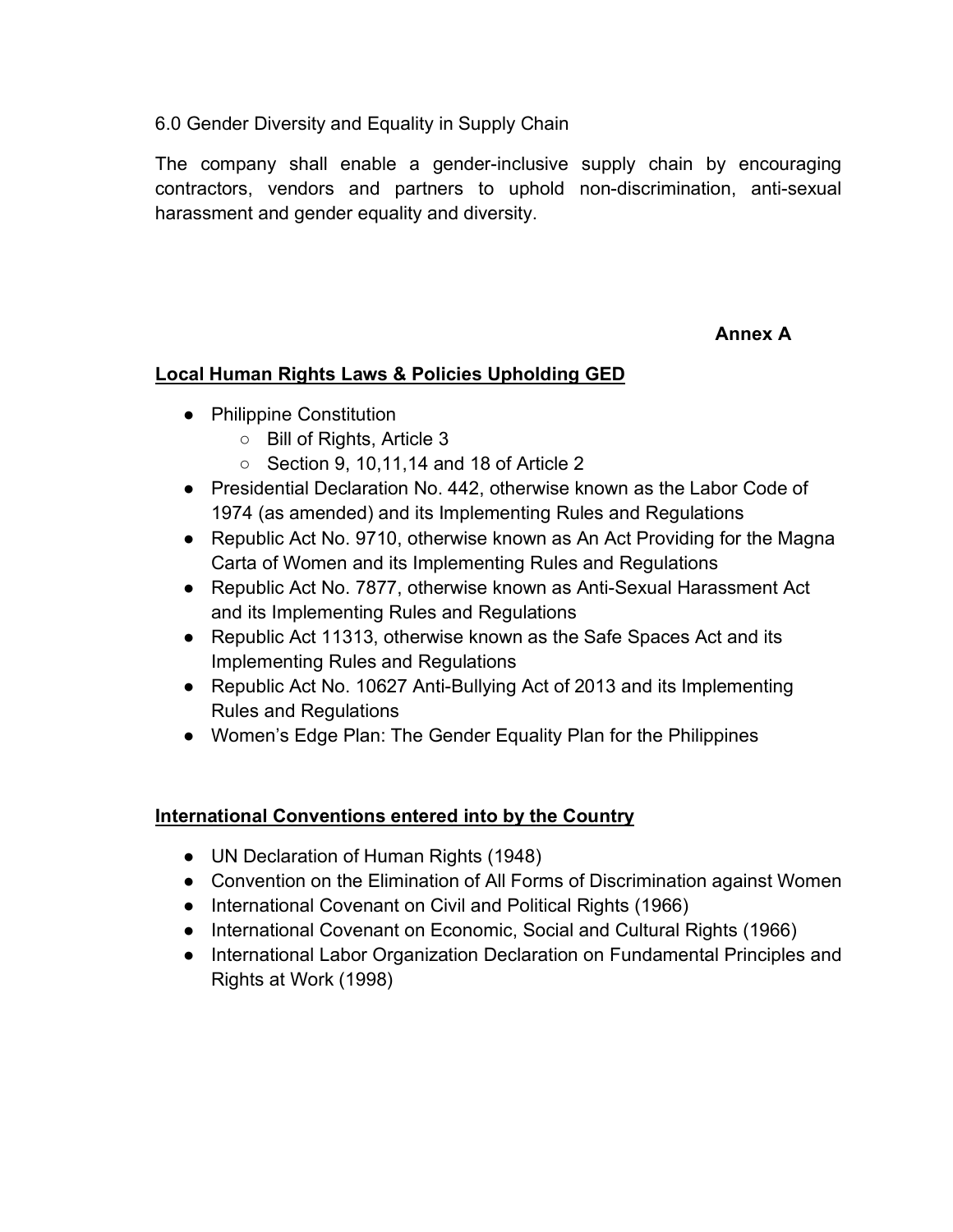## 6.0 Gender Diversity and Equality in Supply Chain

The company shall enable a gender-inclusive supply chain by encouraging contractors, vendors and partners to uphold non-discrimination, anti-sexual harassment and gender equality and diversity.

**Annex A**

**Local Human Rights Laws & Policies Upholding GED**

- Philippine Constitution
  - Bill of Rights, Article 3
  - Section 9, 10,11,14 and 18 of Article 2
- Presidential Declaration No. 442, otherwise known as the Labor Code of 1974 (as amended) and its Implementing Rules and Regulations
- Republic Act No. 9710, otherwise known as An Act Providing for the Magna Carta of Women and its Implementing Rules and Regulations
- Republic Act No. 7877, otherwise known as Anti-Sexual Harassment Act and its Implementing Rules and Regulations
- Republic Act 11313, otherwise known as the Safe Spaces Act and its Implementing Rules and Regulations
- Republic Act No. 10627 Anti-Bullying Act of 2013 and its Implementing Rules and Regulations
- Women's Edge Plan: The Gender Equality Plan for the Philippines

**International Conventions entered into by the Country**

- UN Declaration of Human Rights (1948)
- Convention on the Elimination of All Forms of Discrimination against Women
- International Covenant on Civil and Political Rights (1966)
- International Covenant on Economic, Social and Cultural Rights (1966)
- International Labor Organization Declaration on Fundamental Principles and Rights at Work (1998)